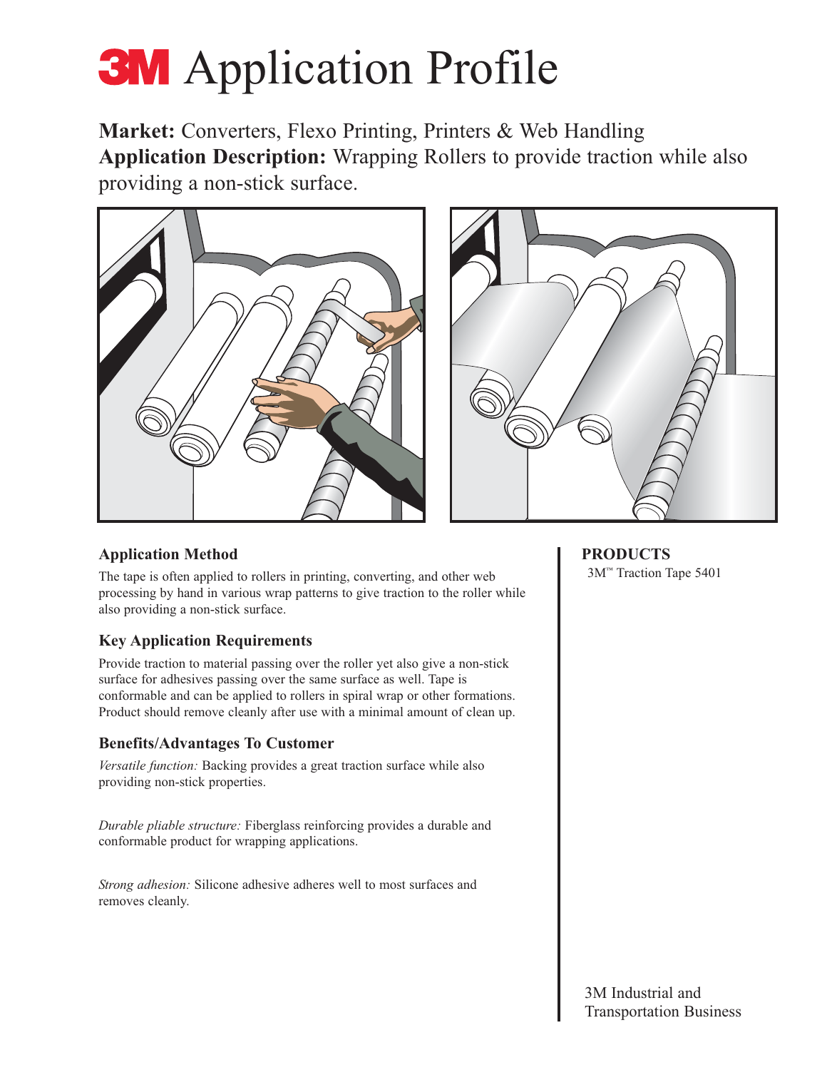# 3M Application Profile

**Market:** Converters, Flexo Printing, Printers & Web Handling

**Application Description:** Wrapping Rollers to provide traction while also providing a non-stick surface.

### Application Method

The tape is often applied to rollers in printing, converting, and other web processing by hand in various wrap patterns to give traction to the roller while also providing a non-stick surface.

### Key Application Requirements

Provide traction to material passing over the roller yet also give a non-stick surface for adhesives passing over the same surface as well. Tape is conformable and can be applied to rollers in spiral wrap or other formations. Product should remove cleanly after use with a minimal amount of clean up.

### Benefits/Advantages To Customer

*Versatile function:* Backing provides a great traction surface while also providing non-stick properties.

*Durable pliable structure:* Fiberglass reinforcing provides a durable and conformable product for wrapping applications.

*Strong adhesion:* Silicone adhesive adheres well to most surfaces and removes cleanly.

### PRODUCTS

3M™ Traction Tape 5401

3M Industrial and Transportation Business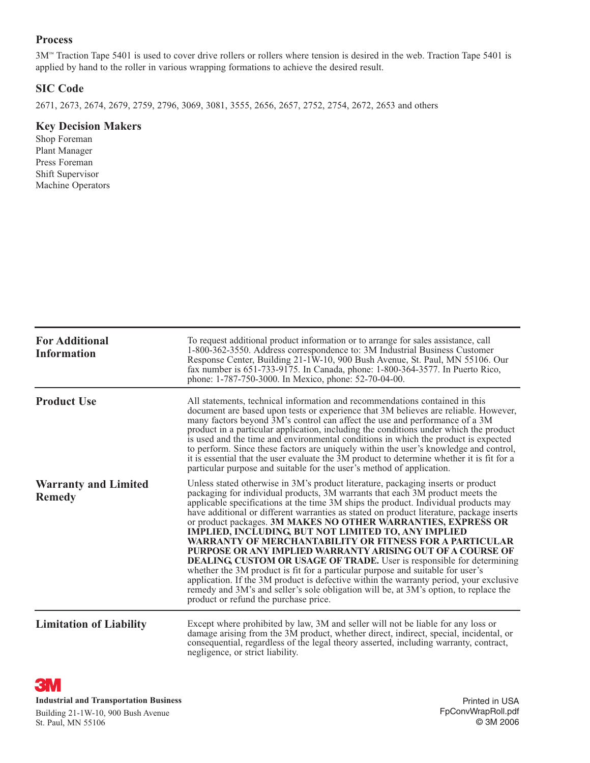## Process

3M™ Traction Tape 5401 is used to cover drive rollers or rollers where tension is desired in the web. Traction Tape 5401 is applied by hand to the roller in various wrapping formations to achieve the desired result.

## SIC Code

2671, 2673, 2674, 2679, 2759, 2796, 3069, 3081, 3555, 2656, 2657, 2752, 2754, 2672, 2653 and others

## Key Decision Makers

Shop Foreman
Plant Manager
Press Foreman
Shift Supervisor
Machine Operators

---

**For Additional Information**

To request additional product information or to arrange for sales assistance, call 1-800-362-3550. Address correspondence to: 3M Industrial Business Customer Response Center, Building 21-1W-10, 900 Bush Avenue, St. Paul, MN 55106. Our fax number is 651-733-9175. In Canada, phone: 1-800-364-3577. In Puerto Rico, phone: 1-787-750-3000. In Mexico, phone: 52-70-04-00.

---

**Product Use**

All statements, technical information and recommendations contained in this document are based upon tests or experience that 3M believes are reliable. However, many factors beyond 3M's control can affect the use and performance of a 3M product in a particular application, including the conditions under which the product is used and the time and environmental conditions in which the product is expected to perform. Since these factors are uniquely within the user's knowledge and control, it is essential that the user evaluate the 3M product to determine whether it is fit for a particular purpose and suitable for the user's method of application.

**Warranty and Limited Remedy**

Unless stated otherwise in 3M's product literature, packaging inserts or product packaging for individual products, 3M warrants that each 3M product meets the applicable specifications at the time 3M ships the product. Individual products may have additional or different warranties as stated on product literature, package inserts or product packages. **3M MAKES NO OTHER WARRANTIES, EXPRESS OR IMPLIED, INCLUDING, BUT NOT LIMITED TO, ANY IMPLIED WARRANTY OF MERCHANTABILITY OR FITNESS FOR A PARTICULAR PURPOSE OR ANY IMPLIED WARRANTY ARISING OUT OF A COURSE OF DEALING, CUSTOM OR USAGE OF TRADE.** User is responsible for determining whether the 3M product is fit for a particular purpose and suitable for user's application. If the 3M product is defective within the warranty period, your exclusive remedy and 3M's and seller's sole obligation will be, at 3M's option, to replace the product or refund the purchase price.

---

**Limitation of Liability**

Except where prohibited by law, 3M and seller will not be liable for any loss or damage arising from the 3M product, whether direct, indirect, special, incidental, or consequential, regardless of the legal theory asserted, including warranty, contract, negligence, or strict liability.

**3M**

**Industrial and Transportation Business**
Building 21-1W-10, 900 Bush Avenue
St. Paul, MN 55106

Printed in USA
FpConvWrapRoll.pdf
© 3M 2006